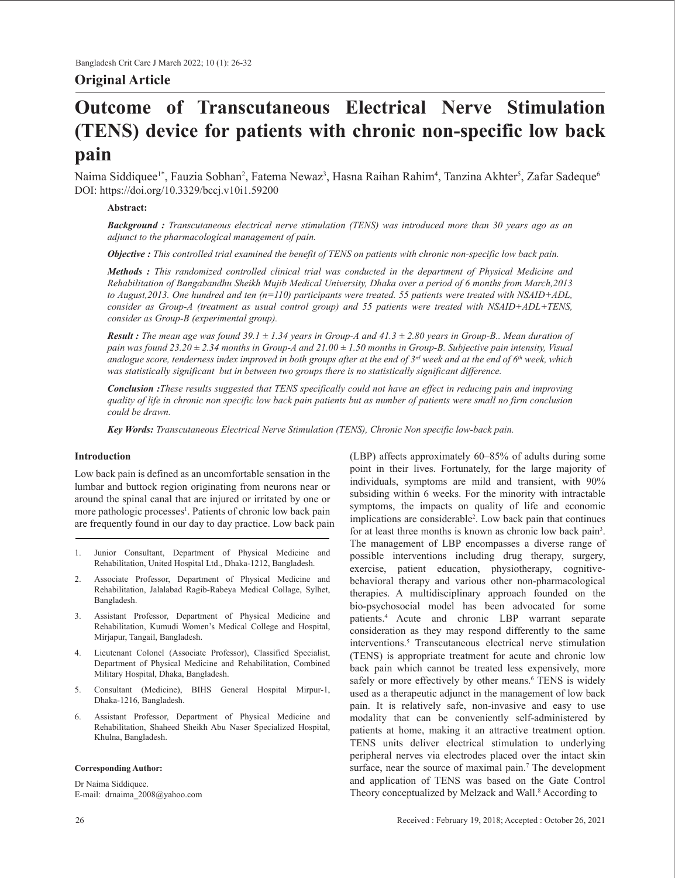## Original Article

# Outcome of Transcutaneous Electrical Nerve Stimulation (TENS) device for patients with chronic non-specific low back pain

Naima Siddiquee[1*], Fauzia Sobhan[2], Fatema Newaz[3], Hasna Raihan Rahim[4], Tanzina Akhter[5], Zafar Sadeque[6]

DOI: https://doi.org/10.3329/bccj.v10i1.59200

**Abstract:**

***Background :*** *Transcutaneous electrical nerve stimulation (TENS) was introduced more than 30 years ago as an adjunct to the pharmacological management of pain.*

***Objective :*** *This controlled trial examined the benefit of TENS on patients with chronic non-specific low back pain.*

***Methods :*** *This randomized controlled clinical trial was conducted in the department of Physical Medicine and Rehabilitation of Bangabandhu Sheikh Mujib Medical University, Dhaka over a period of 6 months from March,2013 to August,2013. One hundred and ten (n=110) participants were treated. 55 patients were treated with NSAID+ADL, consider as Group-A (treatment as usual control group) and 55 patients were treated with NSAID+ADL+TENS, consider as Group-B (experimental group).*

***Result :*** *The mean age was found 39.1 ± 1.34 years in Group-A and 41.3 ± 2.80 years in Group-B.. Mean duration of pain was found 23.20 ± 2.34 months in Group-A and 21.00 ± 1.50 months in Group-B. Subjective pain intensity, Visual analogue score, tenderness index improved in both groups after at the end of 3rd week and at the end of 6th week, which was statistically significant but in between two groups there is no statistically significant difference.*

***Conclusion :*** *These results suggested that TENS specifically could not have an effect in reducing pain and improving quality of life in chronic non specific low back pain patients but as number of patients were small no firm conclusion could be drawn.*

***Key Words:*** *Transcutaneous Electrical Nerve Stimulation (TENS), Chronic Non specific low-back pain.*

### Introduction

Low back pain is defined as an uncomfortable sensation in the lumbar and buttock region originating from neurons near or around the spinal canal that are injured or irritated by one or more pathologic processes[1]. Patients of chronic low back pain are frequently found in our day to day practice. Low back pain (LBP) affects approximately 60–85% of adults during some point in their lives. Fortunately, for the large majority of individuals, symptoms are mild and transient, with 90% subsiding within 6 weeks. For the minority with intractable symptoms, the impacts on quality of life and economic implications are considerable[2]. Low back pain that continues for at least three months is known as chronic low back pain[3]. The management of LBP encompasses a diverse range of possible interventions including drug therapy, surgery, exercise, patient education, physiotherapy, cognitive-behavioral therapy and various other non-pharmacological therapies. A multidisciplinary approach founded on the bio-psychosocial model has been advocated for some patients.[4] Acute and chronic LBP warrant separate consideration as they may respond differently to the same interventions.[5] Transcutaneous electrical nerve stimulation (TENS) is appropriate treatment for acute and chronic low back pain which cannot be treated less expensively, more safely or more effectively by other means.[6] TENS is widely used as a therapeutic adjunct in the management of low back pain. It is relatively safe, non-invasive and easy to use modality that can be conveniently self-administered by patients at home, making it an attractive treatment option. TENS units deliver electrical stimulation to underlying peripheral nerves via electrodes placed over the intact skin surface, near the source of maximal pain.[7] The development and application of TENS was based on the Gate Control Theory conceptualized by Melzack and Wall.[8] According to

---

1. Junior Consultant, Department of Physical Medicine and Rehabilitation, United Hospital Ltd., Dhaka-1212, Bangladesh.
2. Associate Professor, Department of Physical Medicine and Rehabilitation, Jalalabad Ragib-Rabeya Medical Collage, Sylhet, Bangladesh.
3. Assistant Professor, Department of Physical Medicine and Rehabilitation, Kumudi Women's Medical College and Hospital, Mirjapur, Tangail, Bangladesh.
4. Lieutenant Colonel (Associate Professor), Classified Specialist, Department of Physical Medicine and Rehabilitation, Combined Military Hospital, Dhaka, Bangladesh.
5. Consultant (Medicine), BIHS General Hospital Mirpur-1, Dhaka-1216, Bangladesh.
6. Assistant Professor, Department of Physical Medicine and Rehabilitation, Shaheed Sheikh Abu Naser Specialized Hospital, Khulna, Bangladesh.

**Corresponding Author:**

Dr Naima Siddiquee.
E-mail: drnaima_2008@yahoo.com

Received : February 19, 2018; Accepted : October 26, 2021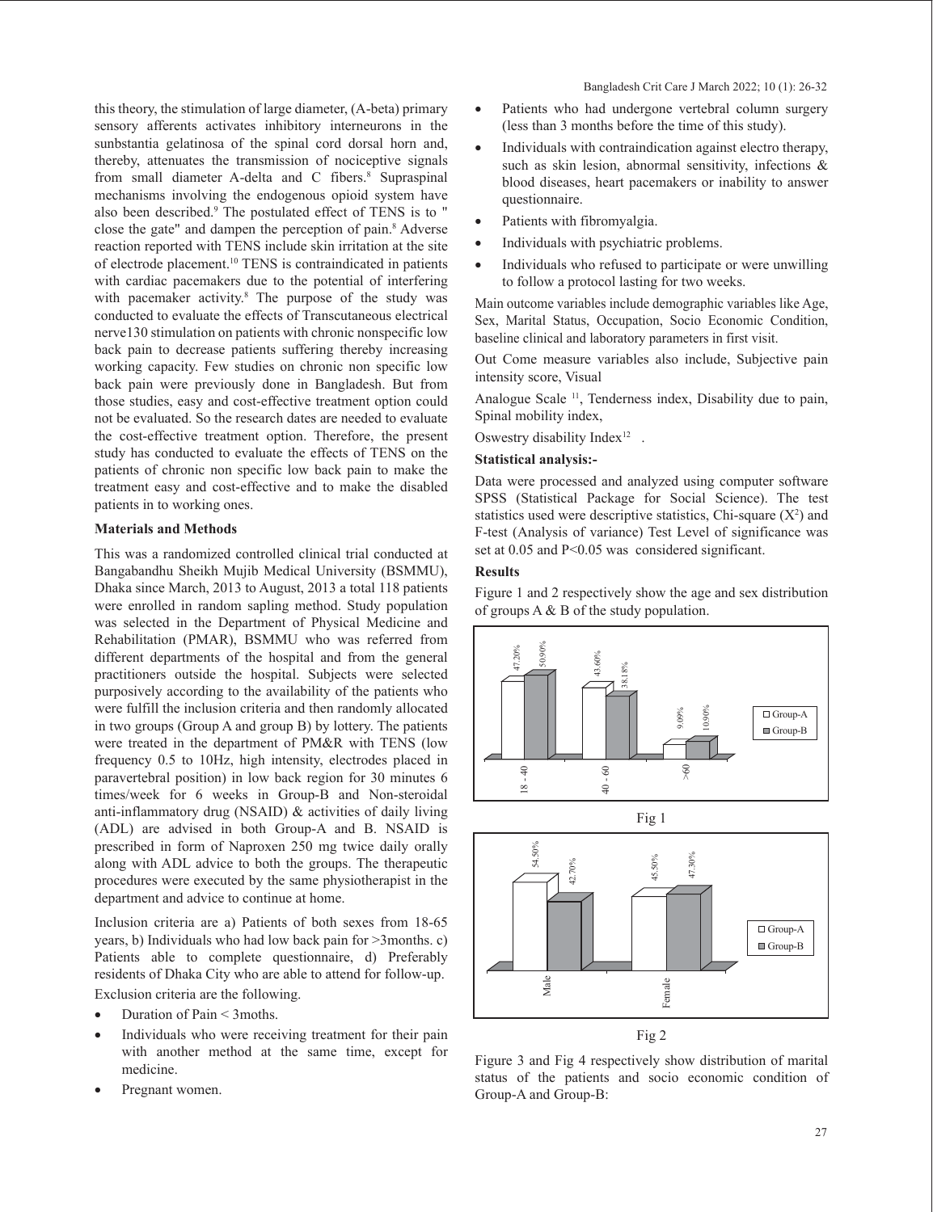this theory, the stimulation of large diameter, (A-beta) primary sensory afferents activates inhibitory interneurons in the sunbstantia gelatinosa of the spinal cord dorsal horn and, thereby, attenuates the transmission of nociceptive signals from small diameter A-delta and C fibers.[8] Supraspinal mechanisms involving the endogenous opioid system have also been described.[9] The postulated effect of TENS is to " close the gate" and dampen the perception of pain.[8] Adverse reaction reported with TENS include skin irritation at the site of electrode placement.[10] TENS is contraindicated in patients with cardiac pacemakers due to the potential of interfering with pacemaker activity.[8] The purpose of the study was conducted to evaluate the effects of Transcutaneous electrical nerve130 stimulation on patients with chronic nonspecific low back pain to decrease patients suffering thereby increasing working capacity. Few studies on chronic non specific low back pain were previously done in Bangladesh. But from those studies, easy and cost-effective treatment option could not be evaluated. So the research dates are needed to evaluate the cost-effective treatment option. Therefore, the present study has conducted to evaluate the effects of TENS on the patients of chronic non specific low back pain to make the treatment easy and cost-effective and to make the disabled patients in to working ones.

**Materials and Methods**

This was a randomized controlled clinical trial conducted at Bangabandhu Sheikh Mujib Medical University (BSMMU), Dhaka since March, 2013 to August, 2013 a total 118 patients were enrolled in random sapling method. Study population was selected in the Department of Physical Medicine and Rehabilitation (PMAR), BSMMU who was referred from different departments of the hospital and from the general practitioners outside the hospital. Subjects were selected purposively according to the availability of the patients who were fulfill the inclusion criteria and then randomly allocated in two groups (Group A and group B) by lottery. The patients were treated in the department of PM&R with TENS (low frequency 0.5 to 10Hz, high intensity, electrodes placed in paravertebral position) in low back region for 30 minutes 6 times/week for 6 weeks in Group-B and Non-steroidal anti-inflammatory drug (NSAID) & activities of daily living (ADL) are advised in both Group-A and B. NSAID is prescribed in form of Naproxen 250 mg twice daily orally along with ADL advice to both the groups. The therapeutic procedures were executed by the same physiotherapist in the department and advice to continue at home.

Inclusion criteria are a) Patients of both sexes from 18-65 years, b) Individuals who had low back pain for >3months. c) Patients able to complete questionnaire, d) Preferably residents of Dhaka City who are able to attend for follow-up.

Exclusion criteria are the following.

- Duration of Pain < 3moths.
- Individuals who were receiving treatment for their pain with another method at the same time, except for medicine.
- Pregnant women.
- Patients who had undergone vertebral column surgery (less than 3 months before the time of this study).
- Individuals with contraindication against electro therapy, such as skin lesion, abnormal sensitivity, infections & blood diseases, heart pacemakers or inability to answer questionnaire.
- Patients with fibromyalgia.
- Individuals with psychiatric problems.
- Individuals who refused to participate or were unwilling to follow a protocol lasting for two weeks.

Main outcome variables include demographic variables like Age, Sex, Marital Status, Occupation, Socio Economic Condition, baseline clinical and laboratory parameters in first visit.

Out Come measure variables also include, Subjective pain intensity score, Visual

Analogue Scale [11], Tenderness index, Disability due to pain, Spinal mobility index,

Oswestry disability Index[12] .

**Statistical analysis:-**

Data were processed and analyzed using computer software SPSS (Statistical Package for Social Science). The test statistics used were descriptive statistics, Chi-square ($X^2$) and F-test (Analysis of variance) Test Level of significance was set at 0.05 and P<0.05 was considered significant.

**Results**

Figure 1 and 2 respectively show the age and sex distribution of groups A & B of the study population.

| Age | Group-A | Group-B |
|---|---|---|
| 18 - 40 | 47.20% | 50.90% |
| 40 - 60 | 43.60% | 38.18% |
| >60 | 9.09% | 10.90% |

Fig 1

| Sex | Group-A | Group-B |
|---|---|---|
| Male | 54.50% | 42.70% |
| Female | 45.50% | 47.30% |

Fig 2

Figure 3 and Fig 4 respectively show distribution of marital status of the patients and socio economic condition of Group-A and Group-B: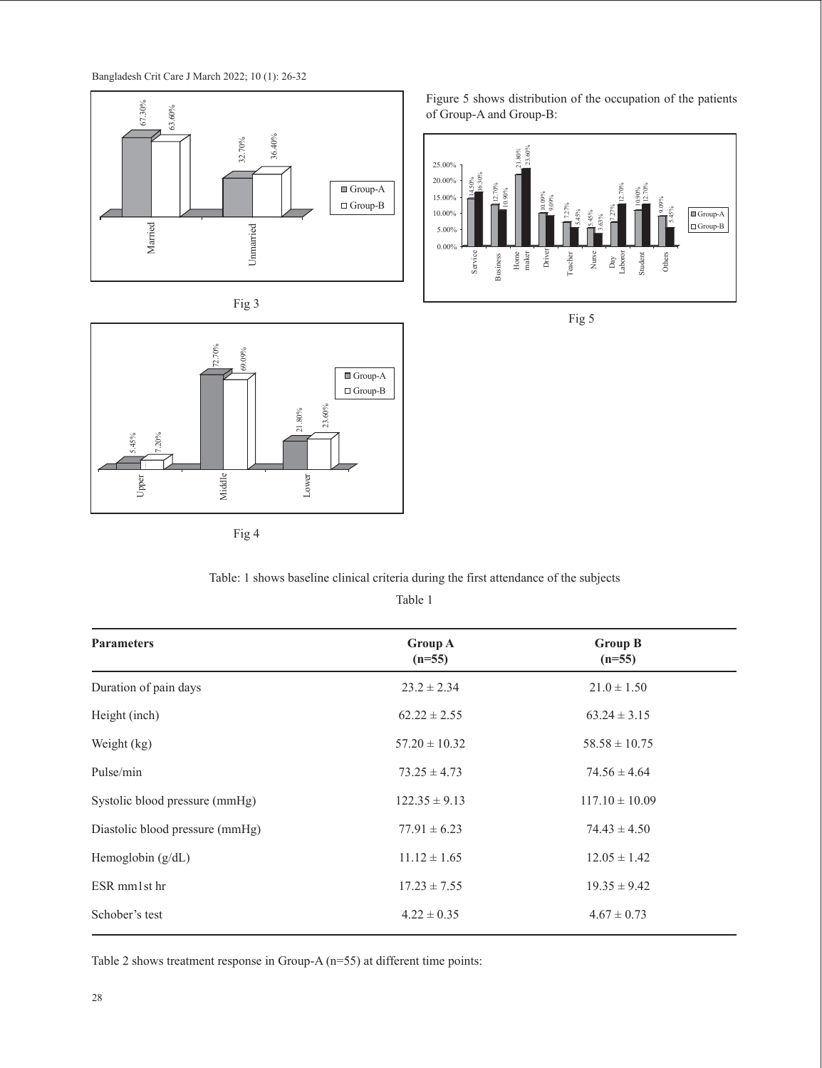Fig 3

Fig 4

Figure 5 shows distribution of the occupation of the patients of Group-A and Group-B:

Fig 5

Table: 1 shows baseline clinical criteria during the first attendance of the subjects

Table 1

| Parameters | Group A (n=55) | Group B (n=55) |
|---|---|---|
| Duration of pain days | 23.2 ± 2.34 | 21.0 ± 1.50 |
| Height (inch) | 62.22 ± 2.55 | 63.24 ± 3.15 |
| Weight (kg) | 57.20 ± 10.32 | 58.58 ± 10.75 |
| Pulse/min | 73.25 ± 4.73 | 74.56 ± 4.64 |
| Systolic blood pressure (mmHg) | 122.35 ± 9.13 | 117.10 ± 10.09 |
| Diastolic blood pressure (mmHg) | 77.91 ± 6.23 | 74.43 ± 4.50 |
| Hemoglobin (g/dL) | 11.12 ± 1.65 | 12.05 ± 1.42 |
| ESR mm1st hr | 17.23 ± 7.55 | 19.35 ± 9.42 |
| Schober's test | 4.22 ± 0.35 | 4.67 ± 0.73 |

Table 2 shows treatment response in Group-A (n=55) at different time points: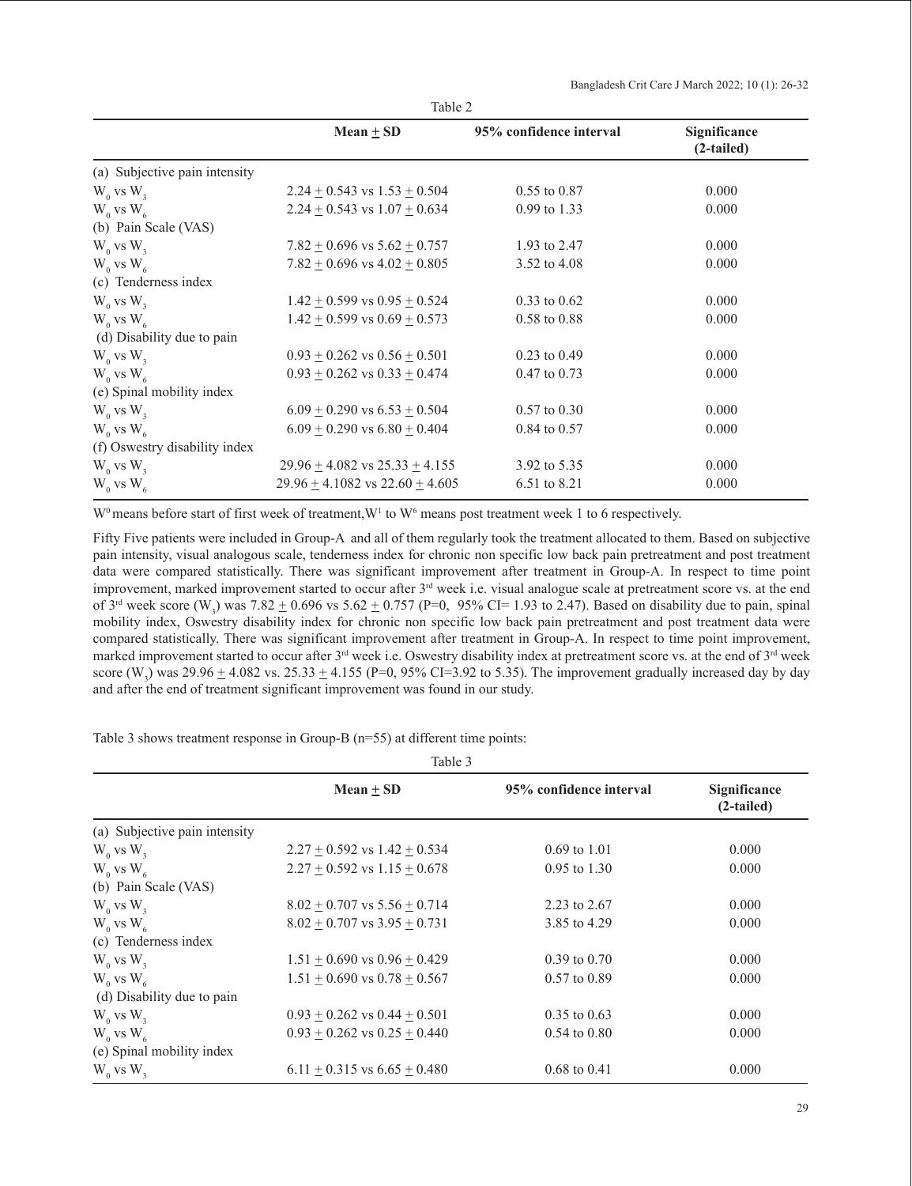Table 2

| | Mean $\pm$ SD | 95% confidence interval | Significance (2-tailed) |
|---|---|---|---|
| (a) Subjective pain intensity | | | |
| $W_0$ vs $W_3$ | 2.24 $\pm$ 0.543 vs 1.53 $\pm$ 0.504 | 0.55 to 0.87 | 0.000 |
| $W_0$ vs $W_6$ | 2.24 $\pm$ 0.543 vs 1.07 $\pm$ 0.634 | 0.99 to 1.33 | 0.000 |
| (b) Pain Scale (VAS) | | | |
| $W_0$ vs $W_3$ | 7.82 $\pm$ 0.696 vs 5.62 $\pm$ 0.757 | 1.93 to 2.47 | 0.000 |
| $W_0$ vs $W_6$ | 7.82 $\pm$ 0.696 vs 4.02 $\pm$ 0.805 | 3.52 to 4.08 | 0.000 |
| (c) Tenderness index | | | |
| $W_0$ vs $W_3$ | 1.42 $\pm$ 0.599 vs 0.95 $\pm$ 0.524 | 0.33 to 0.62 | 0.000 |
| $W_0$ vs $W_6$ | 1.42 $\pm$ 0.599 vs 0.69 $\pm$ 0.573 | 0.58 to 0.88 | 0.000 |
| (d) Disability due to pain | | | |
| $W_0$ vs $W_3$ | 0.93 $\pm$ 0.262 vs 0.56 $\pm$ 0.501 | 0.23 to 0.49 | 0.000 |
| $W_0$ vs $W_6$ | 0.93 $\pm$ 0.262 vs 0.33 $\pm$ 0.474 | 0.47 to 0.73 | 0.000 |
| (e) Spinal mobility index | | | |
| $W_0$ vs $W_3$ | 6.09 $\pm$ 0.290 vs 6.53 $\pm$ 0.504 | 0.57 to 0.30 | 0.000 |
| $W_0$ vs $W_6$ | 6.09 $\pm$ 0.290 vs 6.80 $\pm$ 0.404 | 0.84 to 0.57 | 0.000 |
| (f) Oswestry disability index | | | |
| $W_0$ vs $W_3$ | 29.96 $\pm$ 4.082 vs 25.33 $\pm$ 4.155 | 3.92 to 5.35 | 0.000 |
| $W_0$ vs $W_6$ | 29.96 $\pm$ 4.1082 vs 22.60 $\pm$ 4.605 | 6.51 to 8.21 | 0.000 |

$W^0$ means before start of first week of treatment, $W^1$ to $W^6$ means post treatment week 1 to 6 respectively.

Fifty Five patients were included in Group-A and all of them regularly took the treatment allocated to them. Based on subjective pain intensity, visual analogous scale, tenderness index for chronic non specific low back pain pretreatment and post treatment data were compared statistically. There was significant improvement after treatment in Group-A. In respect to time point improvement, marked improvement started to occur after 3rd week i.e. visual analogue scale at pretreatment score vs. at the end of 3rd week score ($W_3$) was 7.82 $\pm$ 0.696 vs 5.62 $\pm$ 0.757 (P=0, 95% CI= 1.93 to 2.47). Based on disability due to pain, spinal mobility index, Oswestry disability index for chronic non specific low back pain pretreatment and post treatment data were compared statistically. There was significant improvement after treatment in Group-A. In respect to time point improvement, marked improvement started to occur after 3rd week i.e. Oswestry disability index at pretreatment score vs. at the end of 3rd week score ($W_3$) was 29.96 $\pm$ 4.082 vs. 25.33 $\pm$ 4.155 (P=0, 95% CI=3.92 to 5.35). The improvement gradually increased day by day and after the end of treatment significant improvement was found in our study.

Table 3 shows treatment response in Group-B (n=55) at different time points:

Table 3

| | Mean $\pm$ SD | 95% confidence interval | Significance (2-tailed) |
|---|---|---|---|
| (a) Subjective pain intensity | | | |
| $W_0$ vs $W_3$ | 2.27 $\pm$ 0.592 vs 1.42 $\pm$ 0.534 | 0.69 to 1.01 | 0.000 |
| $W_0$ vs $W_6$ | 2.27 $\pm$ 0.592 vs 1.15 $\pm$ 0.678 | 0.95 to 1.30 | 0.000 |
| (b) Pain Scale (VAS) | | | |
| $W_0$ vs $W_3$ | 8.02 $\pm$ 0.707 vs 5.56 $\pm$ 0.714 | 2.23 to 2.67 | 0.000 |
| $W_0$ vs $W_6$ | 8.02 $\pm$ 0.707 vs 3.95 $\pm$ 0.731 | 3.85 to 4.29 | 0.000 |
| (c) Tenderness index | | | |
| $W_0$ vs $W_3$ | 1.51 $\pm$ 0.690 vs 0.96 $\pm$ 0.429 | 0.39 to 0.70 | 0.000 |
| $W_0$ vs $W_6$ | 1.51 $\pm$ 0.690 vs 0.78 $\pm$ 0.567 | 0.57 to 0.89 | 0.000 |
| (d) Disability due to pain | | | |
| $W_0$ vs $W_3$ | 0.93 $\pm$ 0.262 vs 0.44 $\pm$ 0.501 | 0.35 to 0.63 | 0.000 |
| $W_0$ vs $W_6$ | 0.93 $\pm$ 0.262 vs 0.25 $\pm$ 0.440 | 0.54 to 0.80 | 0.000 |
| (e) Spinal mobility index | | | |
| $W_0$ vs $W_3$ | 6.11 $\pm$ 0.315 vs 6.65 $\pm$ 0.480 | 0.68 to 0.41 | 0.000 |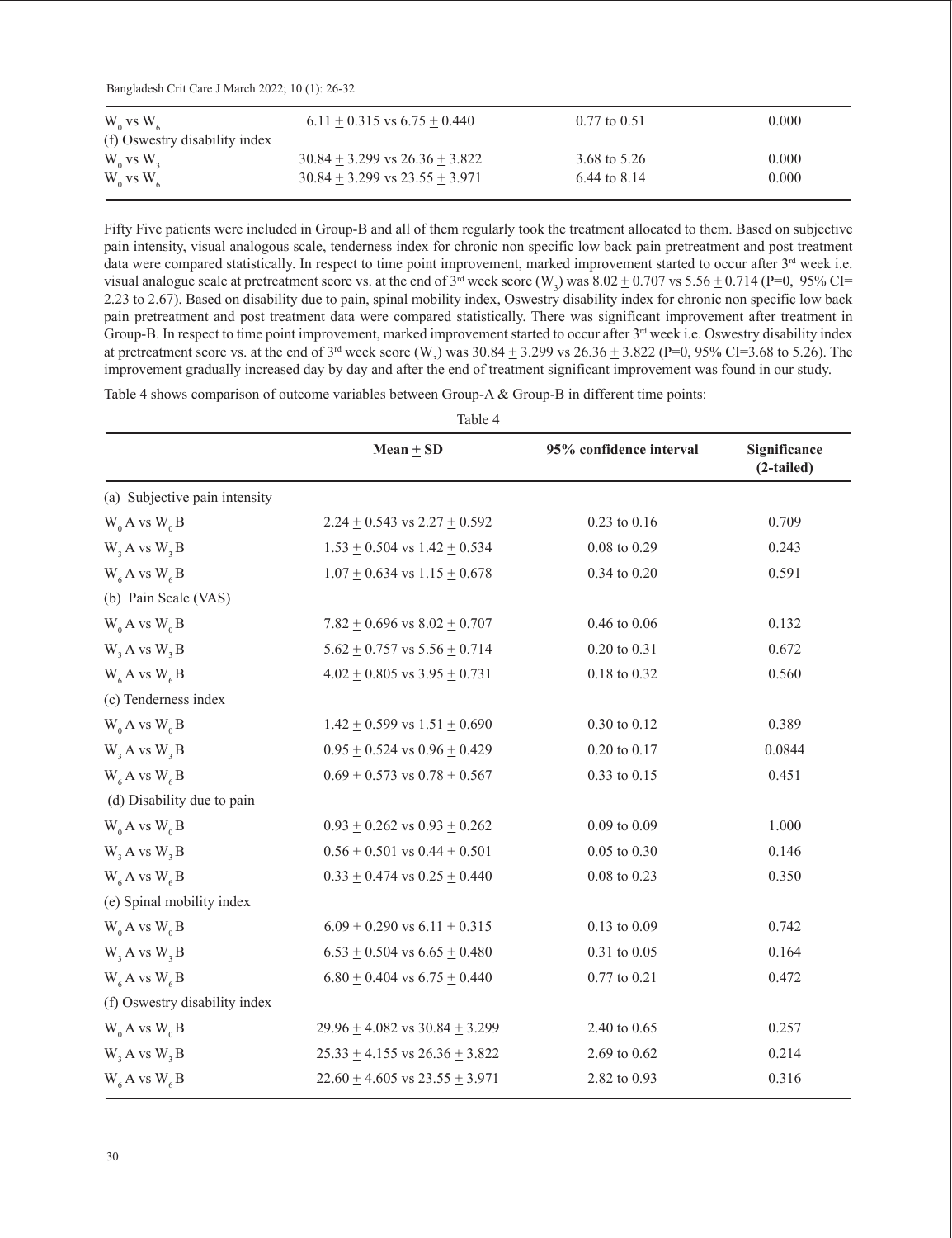|  |  |  |  |
|---|---|---|---|
| $W_0$ vs $W_6$ | 6.11 ± 0.315 vs 6.75 ± 0.440 | 0.77 to 0.51 | 0.000 |
| (f) Oswestry disability index |  |  |  |
| $W_0$ vs $W_3$ | 30.84 ± 3.299 vs 26.36 ± 3.822 | 3.68 to 5.26 | 0.000 |
| $W_0$ vs $W_6$ | 30.84 ± 3.299 vs 23.55 ± 3.971 | 6.44 to 8.14 | 0.000 |

Fifty Five patients were included in Group-B and all of them regularly took the treatment allocated to them. Based on subjective pain intensity, visual analogous scale, tenderness index for chronic non specific low back pain pretreatment and post treatment data were compared statistically. In respect to time point improvement, marked improvement started to occur after 3rd week i.e. visual analogue scale at pretreatment score vs. at the end of 3rd week score ($W_3$) was 8.02 ± 0.707 vs 5.56 ± 0.714 (P=0, 95% CI= 2.23 to 2.67). Based on disability due to pain, spinal mobility index, Oswestry disability index for chronic non specific low back pain pretreatment and post treatment data were compared statistically. There was significant improvement after treatment in Group-B. In respect to time point improvement, marked improvement started to occur after 3rd week i.e. Oswestry disability index at pretreatment score vs. at the end of 3rd week score ($W_3$) was 30.84 ± 3.299 vs 26.36 ± 3.822 (P=0, 95% CI=3.68 to 5.26). The improvement gradually increased day by day and after the end of treatment significant improvement was found in our study.

Table 4 shows comparison of outcome variables between Group-A & Group-B in different time points:

Table 4

|  | Mean ± SD | 95% confidence interval | Significance (2-tailed) |
|---|---|---|---|
| (a) Subjective pain intensity |  |  |  |
| $W_0$A vs $W_0$B | 2.24 ± 0.543 vs 2.27 ± 0.592 | 0.23 to 0.16 | 0.709 |
| $W_3$A vs $W_3$B | 1.53 ± 0.504 vs 1.42 ± 0.534 | 0.08 to 0.29 | 0.243 |
| $W_6$A vs $W_6$B | 1.07 ± 0.634 vs 1.15 ± 0.678 | 0.34 to 0.20 | 0.591 |
| (b) Pain Scale (VAS) |  |  |  |
| $W_0$A vs $W_0$B | 7.82 ± 0.696 vs 8.02 ± 0.707 | 0.46 to 0.06 | 0.132 |
| $W_3$A vs $W_3$B | 5.62 ± 0.757 vs 5.56 ± 0.714 | 0.20 to 0.31 | 0.672 |
| $W_6$A vs $W_6$B | 4.02 ± 0.805 vs 3.95 ± 0.731 | 0.18 to 0.32 | 0.560 |
| (c) Tenderness index |  |  |  |
| $W_0$A vs $W_0$B | 1.42 ± 0.599 vs 1.51 ± 0.690 | 0.30 to 0.12 | 0.389 |
| $W_3$A vs $W_3$B | 0.95 ± 0.524 vs 0.96 ± 0.429 | 0.20 to 0.17 | 0.0844 |
| $W_6$A vs $W_6$B | 0.69 ± 0.573 vs 0.78 ± 0.567 | 0.33 to 0.15 | 0.451 |
| (d) Disability due to pain |  |  |  |
| $W_0$A vs $W_0$B | 0.93 ± 0.262 vs 0.93 ± 0.262 | 0.09 to 0.09 | 1.000 |
| $W_3$A vs $W_3$B | 0.56 ± 0.501 vs 0.44 ± 0.501 | 0.05 to 0.30 | 0.146 |
| $W_6$A vs $W_6$B | 0.33 ± 0.474 vs 0.25 ± 0.440 | 0.08 to 0.23 | 0.350 |
| (e) Spinal mobility index |  |  |  |
| $W_0$A vs $W_0$B | 6.09 ± 0.290 vs 6.11 ± 0.315 | 0.13 to 0.09 | 0.742 |
| $W_3$A vs $W_3$B | 6.53 ± 0.504 vs 6.65 ± 0.480 | 0.31 to 0.05 | 0.164 |
| $W_6$A vs $W_6$B | 6.80 ± 0.404 vs 6.75 ± 0.440 | 0.77 to 0.21 | 0.472 |
| (f) Oswestry disability index |  |  |  |
| $W_0$A vs $W_0$B | 29.96 ± 4.082 vs 30.84 ± 3.299 | 2.40 to 0.65 | 0.257 |
| $W_3$A vs $W_3$B | 25.33 ± 4.155 vs 26.36 ± 3.822 | 2.69 to 0.62 | 0.214 |
| $W_6$A vs $W_6$B | 22.60 ± 4.605 vs 23.55 ± 3.971 | 2.82 to 0.93 | 0.316 |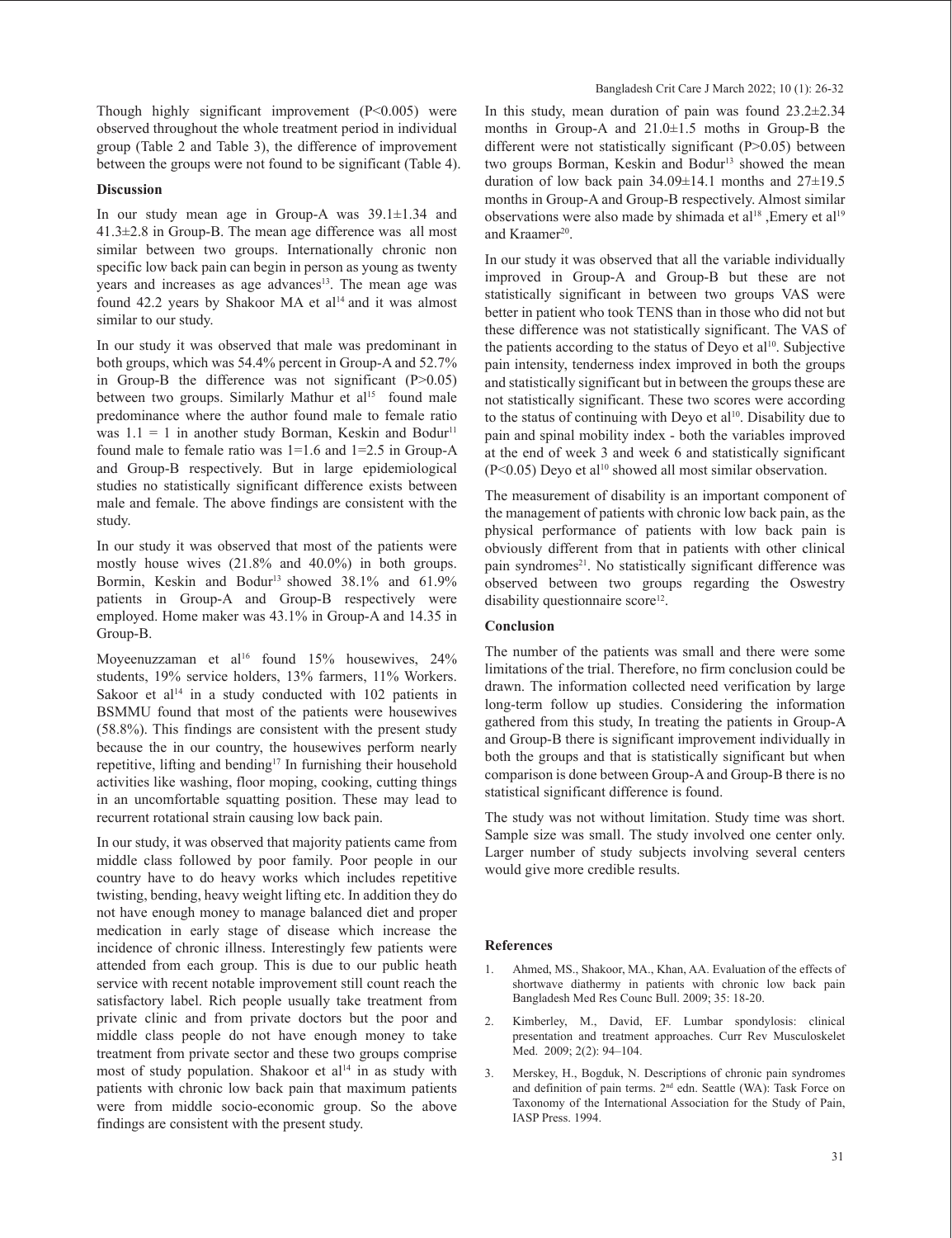Though highly significant improvement ($P<0.005$) were observed throughout the whole treatment period in individual group (Table 2 and Table 3), the difference of improvement between the groups were not found to be significant (Table 4).

## Discussion

In our study mean age in Group-A was 39.1±1.34 and 41.3±2.8 in Group-B. The mean age difference was all most similar between two groups. Internationally chronic non specific low back pain can begin in person as young as twenty years and increases as age advances[13]. The mean age was found 42.2 years by Shakoor MA et al[14] and it was almost similar to our study.

In our study it was observed that male was predominant in both groups, which was 54.4% percent in Group-A and 52.7% in Group-B the difference was not significant ($P>0.05$) between two groups. Similarly Mathur et al[15] found male predominance where the author found male to female ratio was 1.1 = 1 in another study Borman, Keskin and Bodur[11] found male to female ratio was 1=1.6 and 1=2.5 in Group-A and Group-B respectively. But in large epidemiological studies no statistically significant difference exists between male and female. The above findings are consistent with the study.

In our study it was observed that most of the patients were mostly house wives (21.8% and 40.0%) in both groups. Bormin, Keskin and Bodur[13] showed 38.1% and 61.9% patients in Group-A and Group-B respectively were employed. Home maker was 43.1% in Group-A and 14.35 in Group-B.

Moyeenuzzaman et al[16] found 15% housewives, 24% students, 19% service holders, 13% farmers, 11% Workers. Sakoor et al[14] in a study conducted with 102 patients in BSMMU found that most of the patients were housewives (58.8%). This findings are consistent with the present study because the in our country, the housewives perform nearly repetitive, lifting and bending[17] In furnishing their household activities like washing, floor moping, cooking, cutting things in an uncomfortable squatting position. These may lead to recurrent rotational strain causing low back pain.

In our study, it was observed that majority patients came from middle class followed by poor family. Poor people in our country have to do heavy works which includes repetitive twisting, bending, heavy weight lifting etc. In addition they do not have enough money to manage balanced diet and proper medication in early stage of disease which increase the incidence of chronic illness. Interestingly few patients were attended from each group. This is due to our public heath service with recent notable improvement still count reach the satisfactory label. Rich people usually take treatment from private clinic and from private doctors but the poor and middle class people do not have enough money to take treatment from private sector and these two groups comprise most of study population. Shakoor et al[14] in as study with patients with chronic low back pain that maximum patients were from middle socio-economic group. So the above findings are consistent with the present study.

In this study, mean duration of pain was found 23.2±2.34 months in Group-A and 21.0±1.5 moths in Group-B the different were not statistically significant ($P>0.05$) between two groups Borman, Keskin and Bodur[13] showed the mean duration of low back pain 34.09±14.1 months and 27±19.5 months in Group-A and Group-B respectively. Almost similar observations were also made by shimada et al[18] ,Emery et al[19] and Kraamer[20].

In our study it was observed that all the variable individually improved in Group-A and Group-B but these are not statistically significant in between two groups VAS were better in patient who took TENS than in those who did not but these difference was not statistically significant. The VAS of the patients according to the status of Deyo et al[10]. Subjective pain intensity, tenderness index improved in both the groups and statistically significant but in between the groups these are not statistically significant. These two scores were according to the status of continuing with Deyo et al[10]. Disability due to pain and spinal mobility index - both the variables improved at the end of week 3 and week 6 and statistically significant ($P<0.05$) Deyo et al[10] showed all most similar observation.

The measurement of disability is an important component of the management of patients with chronic low back pain, as the physical performance of patients with low back pain is obviously different from that in patients with other clinical pain syndromes[21]. No statistically significant difference was observed between two groups regarding the Oswestry disability questionnaire score[12].

## Conclusion

The number of the patients was small and there were some limitations of the trial. Therefore, no firm conclusion could be drawn. The information collected need verification by large long-term follow up studies. Considering the information gathered from this study, In treating the patients in Group-A and Group-B there is significant improvement individually in both the groups and that is statistically significant but when comparison is done between Group-A and Group-B there is no statistical significant difference is found.

The study was not without limitation. Study time was short. Sample size was small. The study involved one center only. Larger number of study subjects involving several centers would give more credible results.

## References

1. Ahmed, MS., Shakoor, MA., Khan, AA. Evaluation of the effects of shortwave diathermy in patients with chronic low back pain Bangladesh Med Res Counc Bull. 2009; 35: 18-20.
2. Kimberley, M., David, EF. Lumbar spondylosis: clinical presentation and treatment approaches. Curr Rev Musculoskelet Med. 2009; 2(2): 94–104.
3. Merskey, H., Bogduk, N. Descriptions of chronic pain syndromes and definition of pain terms. 2nd edn. Seattle (WA): Task Force on Taxonomy of the International Association for the Study of Pain, IASP Press. 1994.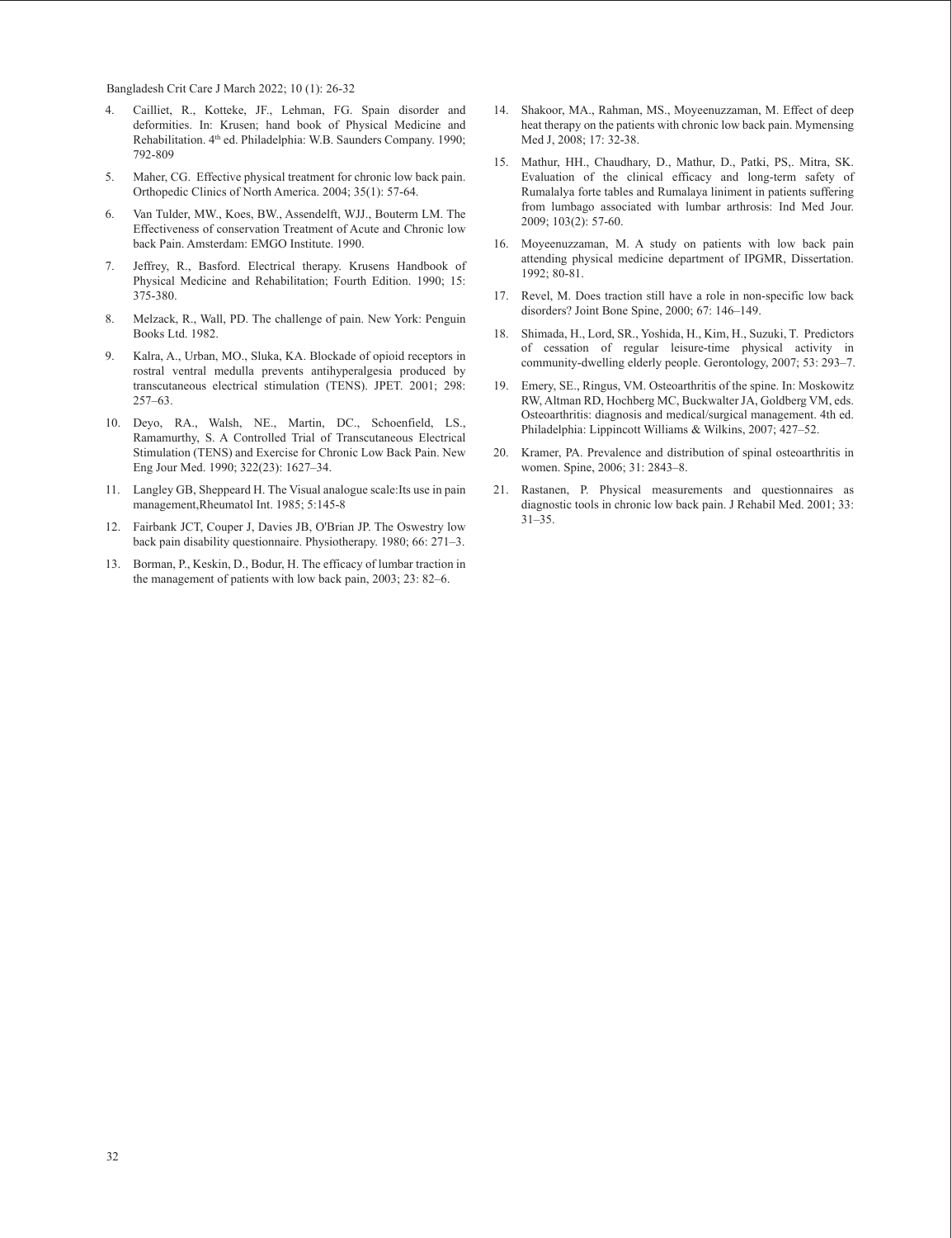4. Cailliet, R., Kotteke, JF., Lehman, FG. Spain disorder and deformities. In: Krusen; hand book of Physical Medicine and Rehabilitation. 4th ed. Philadelphia: W.B. Saunders Company. 1990; 792-809

5. Maher, CG. Effective physical treatment for chronic low back pain. Orthopedic Clinics of North America. 2004; 35(1): 57-64.

6. Van Tulder, MW., Koes, BW., Assendelft, WJJ., Bouterm LM. The Effectiveness of conservation Treatment of Acute and Chronic low back Pain. Amsterdam: EMGO Institute. 1990.

7. Jeffrey, R., Basford. Electrical therapy. Krusens Handbook of Physical Medicine and Rehabilitation; Fourth Edition. 1990; 15: 375-380.

8. Melzack, R., Wall, PD. The challenge of pain. New York: Penguin Books Ltd. 1982.

9. Kalra, A., Urban, MO., Sluka, KA. Blockade of opioid receptors in rostral ventral medulla prevents antihyperalgesia produced by transcutaneous electrical stimulation (TENS). JPET. 2001; 298: 257–63.

10. Deyo, RA., Walsh, NE., Martin, DC., Schoenfield, LS., Ramamurthy, S. A Controlled Trial of Transcutaneous Electrical Stimulation (TENS) and Exercise for Chronic Low Back Pain. New Eng Jour Med. 1990; 322(23): 1627–34.

11. Langley GB, Sheppeard H. The Visual analogue scale:Its use in pain management,Rheumatol Int. 1985; 5:145-8

12. Fairbank JCT, Couper J, Davies JB, O'Brian JP. The Oswestry low back pain disability questionnaire. Physiotherapy. 1980; 66: 271–3.

13. Borman, P., Keskin, D., Bodur, H. The efficacy of lumbar traction in the management of patients with low back pain, 2003; 23: 82–6.

14. Shakoor, MA., Rahman, MS., Moyeenuzzaman, M. Effect of deep heat therapy on the patients with chronic low back pain. Mymensing Med J, 2008; 17: 32-38.

15. Mathur, HH., Chaudhary, D., Mathur, D., Patki, PS,. Mitra, SK. Evaluation of the clinical efficacy and long-term safety of Rumalalya forte tables and Rumalaya liniment in patients suffering from lumbago associated with lumbar arthrosis: Ind Med Jour. 2009; 103(2): 57-60.

16. Moyeenuzzaman, M. A study on patients with low back pain attending physical medicine department of IPGMR, Dissertation. 1992; 80-81.

17. Revel, M. Does traction still have a role in non-specific low back disorders? Joint Bone Spine, 2000; 67: 146–149.

18. Shimada, H., Lord, SR., Yoshida, H., Kim, H., Suzuki, T. Predictors of cessation of regular leisure-time physical activity in community-dwelling elderly people. Gerontology, 2007; 53: 293–7.

19. Emery, SE., Ringus, VM. Osteoarthritis of the spine. In: Moskowitz RW, Altman RD, Hochberg MC, Buckwalter JA, Goldberg VM, eds. Osteoarthritis: diagnosis and medical/surgical management. 4th ed. Philadelphia: Lippincott Williams & Wilkins, 2007; 427–52.

20. Kramer, PA. Prevalence and distribution of spinal osteoarthritis in women. Spine, 2006; 31: 2843–8.

21. Rastanen, P. Physical measurements and questionnaires as diagnostic tools in chronic low back pain. J Rehabil Med. 2001; 33: 31–35.